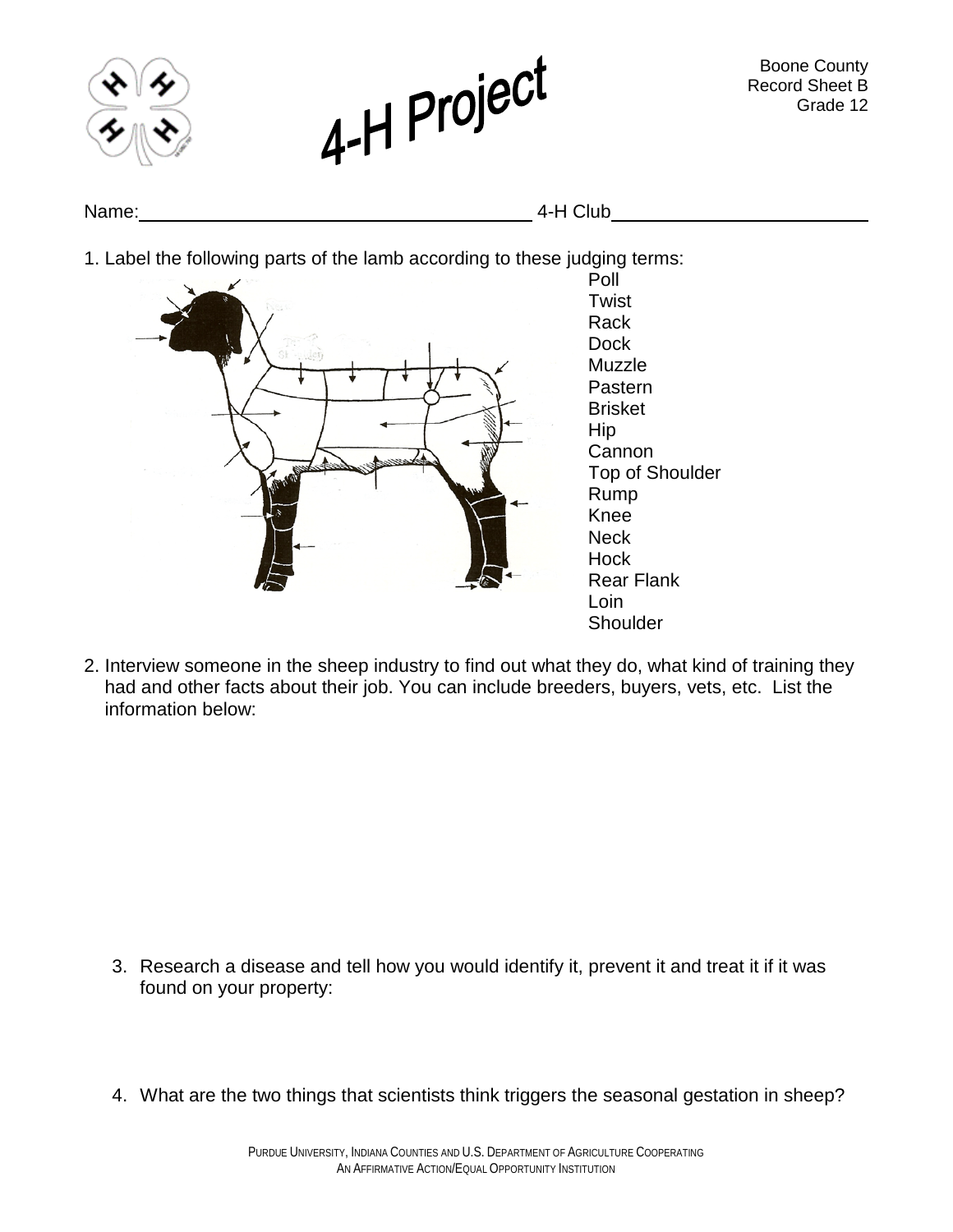Boone County
Record Sheet B
Grade 12

# 4-H Project

Name:\_\_\_\_\_\_\_\_\_\_\_\_\_\_\_\_\_\_\_\_\_\_\_\_\_\_\_\_\_\_\_\_\_\_\_\_ 4-H Club\_\_\_\_\_\_\_\_\_\_\_\_\_\_\_\_\_\_\_\_\_\_\_\_

1. Label the following parts of the lamb according to these judging terms:

   Poll
   Twist
   Rack
   Dock
   Muzzle
   Pastern
   Brisket
   Hip
   Cannon
   Top of Shoulder
   Rump
   Knee
   Neck
   Hock
   Rear Flank
   Loin
   Shoulder

2. Interview someone in the sheep industry to find out what they do, what kind of training they had and other facts about their job. You can include breeders, buyers, vets, etc. List the information below:

3. Research a disease and tell how you would identify it, prevent it and treat it if it was found on your property:

4. What are the two things that scientists think triggers the seasonal gestation in sheep?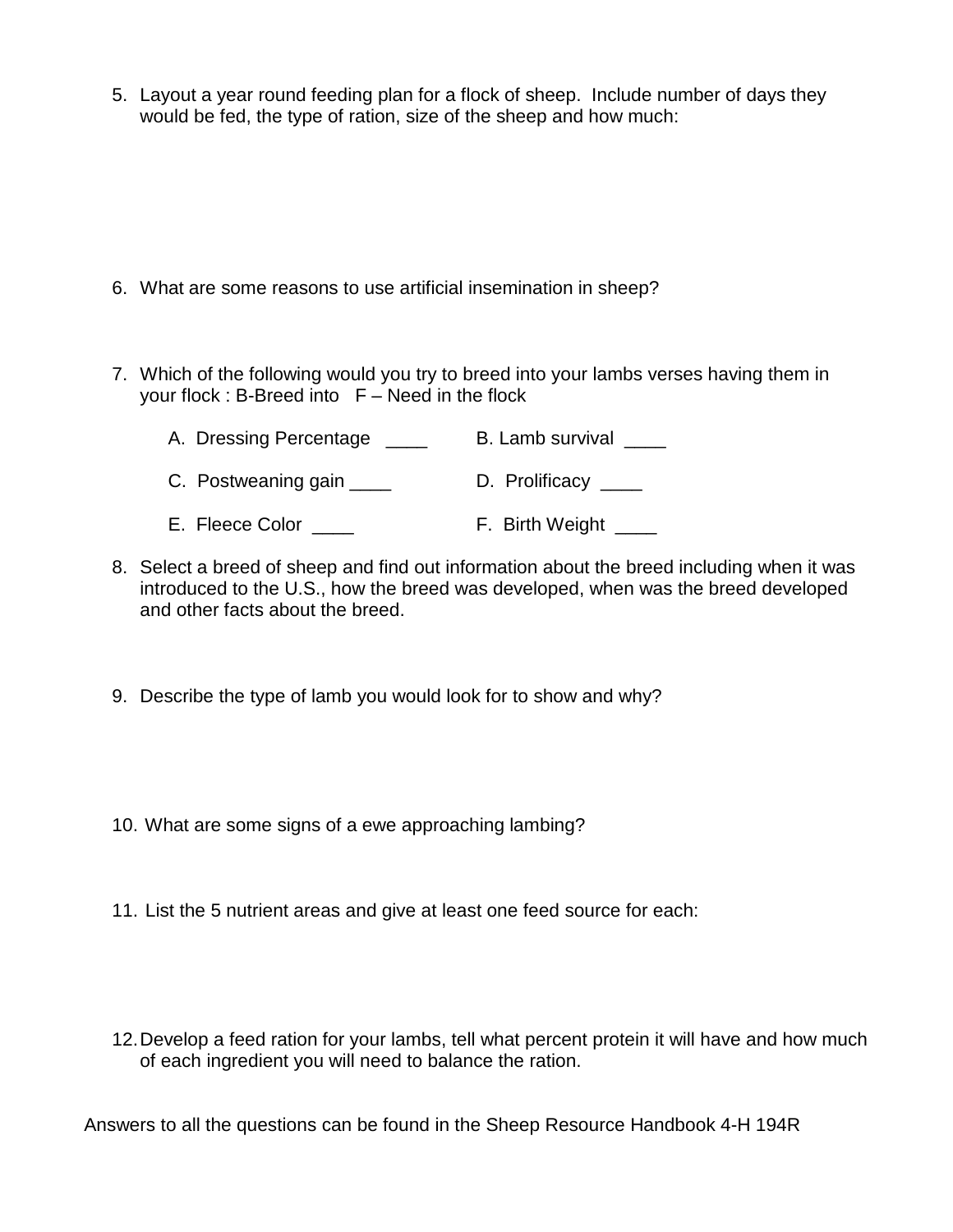5. Layout a year round feeding plan for a flock of sheep. Include number of days they would be fed, the type of ration, size of the sheep and how much:

6. What are some reasons to use artificial insemination in sheep?

7. Which of the following would you try to breed into your lambs verses having them in your flock : B-Breed into F – Need in the flock

   A. Dressing Percentage ____ B. Lamb survival ____

   C. Postweaning gain ____ D. Prolificacy ____

   E. Fleece Color ____ F. Birth Weight ____

8. Select a breed of sheep and find out information about the breed including when it was introduced to the U.S., how the breed was developed, when was the breed developed and other facts about the breed.

9. Describe the type of lamb you would look for to show and why?

10. What are some signs of a ewe approaching lambing?

11. List the 5 nutrient areas and give at least one feed source for each:

12. Develop a feed ration for your lambs, tell what percent protein it will have and how much of each ingredient you will need to balance the ration.

Answers to all the questions can be found in the Sheep Resource Handbook 4-H 194R